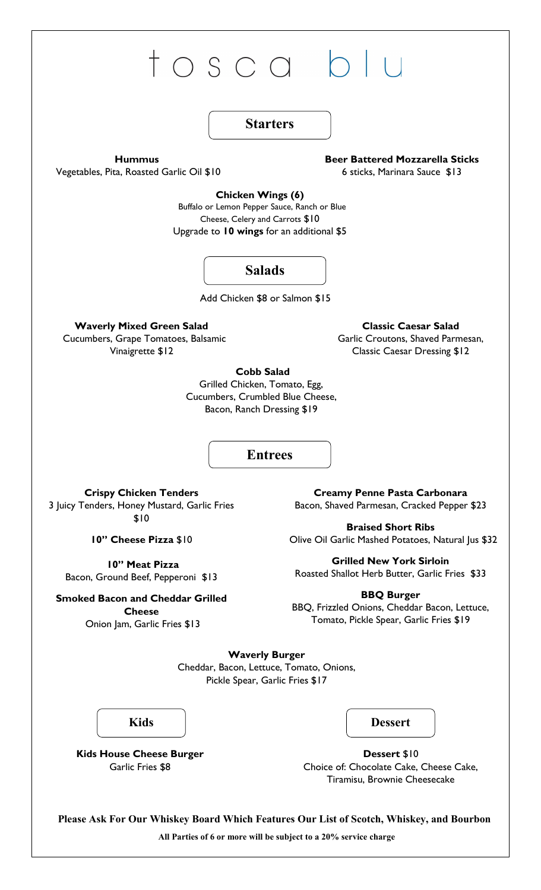# tosca blu

## Starters

**Hummus**
Vegetables, Pita, Roasted Garlic Oil $10

**Beer Battered Mozzarella Sticks**
6 sticks, Marinara Sauce $13

**Chicken Wings (6)**
Buffalo or Lemon Pepper Sauce, Ranch or Blue Cheese, Celery and Carrots $10
Upgrade to **10 wings** for an additional $5

## Salads

Add Chicken $8 or Salmon $15

**Waverly Mixed Green Salad**
Cucumbers, Grape Tomatoes, Balsamic Vinaigrette $12

**Classic Caesar Salad**
Garlic Croutons, Shaved Parmesan, Classic Caesar Dressing $12

**Cobb Salad**
Grilled Chicken, Tomato, Egg, Cucumbers, Crumbled Blue Cheese, Bacon, Ranch Dressing $19

## Entrees

**Crispy Chicken Tenders**
3 Juicy Tenders, Honey Mustard, Garlic Fries $10

**10" Cheese Pizza** $10

**10" Meat Pizza**
Bacon, Ground Beef, Pepperoni $13

**Smoked Bacon and Cheddar Grilled Cheese**
Onion Jam, Garlic Fries $13

**Creamy Penne Pasta Carbonara**
Bacon, Shaved Parmesan, Cracked Pepper $23

**Braised Short Ribs**
Olive Oil Garlic Mashed Potatoes, Natural Jus $32

**Grilled New York Sirloin**
Roasted Shallot Herb Butter, Garlic Fries $33

**BBQ Burger**
BBQ, Frizzled Onions, Cheddar Bacon, Lettuce, Tomato, Pickle Spear, Garlic Fries $19

**Waverly Burger**
Cheddar, Bacon, Lettuce, Tomato, Onions, Pickle Spear, Garlic Fries $17

## Kids

**Kids House Cheese Burger**
Garlic Fries $8

## Dessert

**Dessert** $10
Choice of: Chocolate Cake, Cheese Cake, Tiramisu, Brownie Cheesecake

**Please Ask For Our Whiskey Board Which Features Our List of Scotch, Whiskey, and Bourbon**

**All Parties of 6 or more will be subject to a 20% service charge**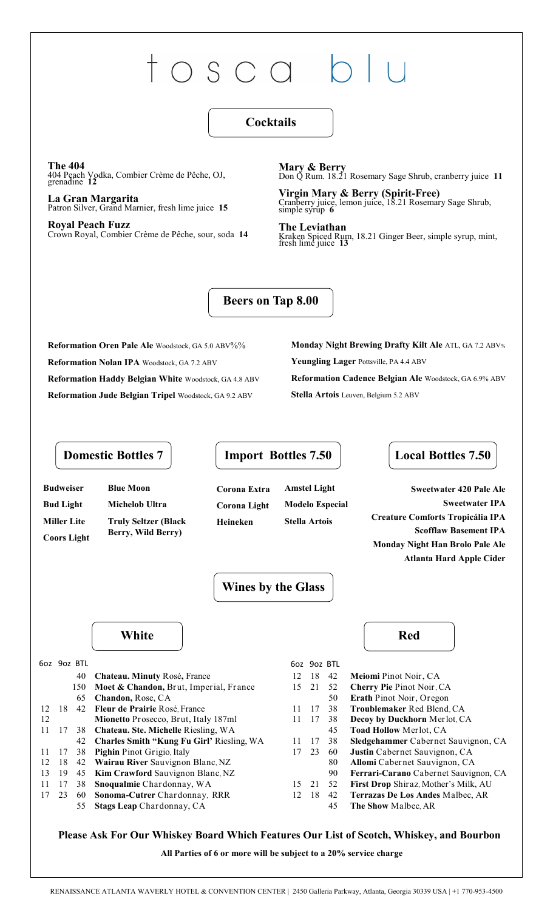# tosca blu

## Cocktails

**The 404**
404 Peach Vodka, Combier Crème de Pêche, OJ, grenadine **12**

**La Gran Margarita**
Patron Silver, Grand Marnier, fresh lime juice **15**

**Royal Peach Fuzz**
Crown Royal, Combier Crème de Pêche, sour, soda **14**

**Mary & Berry**
Don Q Rum. 18.21 Rosemary Sage Shrub, cranberry juice **11**

**Virgin Mary & Berry (Spirit-Free)**
Cranberry juice, lemon juice, 18.21 Rosemary Sage Shrub, simple syrup **6**

**The Leviathan**
Kraken Spiced Rum, 18.21 Ginger Beer, simple syrup, mint, fresh lime juice **13**

## Beers on Tap 8.00

**Reformation Oren Pale Ale** Woodstock, GA 5.0 ABV%%

**Reformation Nolan IPA** Woodstock, GA 7.2 ABV

**Reformation Haddy Belgian White** Woodstock, GA 4.8 ABV

**Reformation Jude Belgian Tripel** Woodstock, GA 9.2 ABV

**Monday Night Brewing Drafty Kilt Ale** ATL, GA 7.2 ABV%

**Yeungling Lager** Pottsville, PA 4.4 ABV

**Reformation Cadence Belgian Ale** Woodstock, GA 6.9% ABV

**Stella Artois** Leuven, Belgium 5.2 ABV

## Domestic Bottles 7

**Budweiser**

**Bud Light**

**Miller Lite**

**Coors Light**

**Blue Moon**

**Michelob Ultra**

**Truly Seltzer (Black Berry, Wild Berry)**

## Import Bottles 7.50

**Corona Extra**

**Corona Light**

**Heineken**

**Amstel Light**

**Modelo Especial**

**Stella Artois**

## Local Bottles 7.50

**Sweetwater 420 Pale Ale**

**Sweetwater IPA**

**Creature Comforts Tropicália IPA**

**Scofflaw Basement IPA**

**Monday Night Han Brolo Pale Ale**

**Atlanta Hard Apple Cider**

## Wines by the Glass

### White

| 6oz | 9oz | BTL | |
|---|---|---|---|
| | | 40 | **Chateau. Minuty** Rosé, France |
| | | 150 | **Moet & Chandon,** Brut, Imperial, France |
| | | 65 | **Chandon,** Rose, CA |
| 12 | 18 | 42 | **Fleur de Prairie** Rosé, France |
| 12 | | | **Mionetto** Prosecco, Brut, Italy 187ml |
| 11 | 17 | 38 | **Chateau. Ste. Michelle** Riesling, WA |
| | | 42 | **Charles Smith "Kung Fu Girl'** Riesling, WA |
| 11 | 17 | 38 | **Pighin** Pinot Grigio, Italy |
| 12 | 18 | 42 | **Wairau River** Sauvignon Blanc, NZ |
| 13 | 19 | 45 | **Kim Crawford** Sauvignon Blanc, NZ |
| 11 | 17 | 38 | **Snoqualmie** Chardonnay, WA |
| 17 | 23 | 60 | **Sonoma-Cutrer** Chardonnay, RRR |
| | | 55 | **Stags Leap** Chardonnay, CA |

### Red

| 6oz | 9oz | BTL | |
|---|---|---|---|
| 12 | 18 | 42 | **Meiomi** Pinot Noir, CA |
| 15 | 21 | 52 | **Cherry Pie** Pinot Noir, CA |
| | | 50 | **Erath** Pinot Noir, Oregon |
| 11 | 17 | 38 | **Troublemaker** Red Blend, CA |
| 11 | 17 | 38 | **Decoy by Duckhorn** Merlot, CA |
| | | 45 | **Toad Hollow** Merlot, CA |
| 11 | 17 | 38 | **Sledgehammer** Cabernet Sauvignon, CA |
| 17 | 23 | 60 | **Justin** Cabernet Sauvignon, CA |
| | | 80 | **Allomi** Cabernet Sauvignon, CA |
| | | 90 | **Ferrari-Carano** Cabernet Sauvignon, CA |
| 15 | 21 | 52 | **First Drop** Shiraz, Mother's Milk, AU |
| 12 | 18 | 42 | **Terrazas De Los Andes** Malbec, AR |
| | | 45 | **The Show** Malbec, AR |

**Please Ask For Our Whiskey Board Which Features Our List of Scotch, Whiskey, and Bourbon**

**All Parties of 6 or more will be subject to a 20% service charge**

RENAISSANCE ATLANTA WAVERLY HOTEL & CONVENTION CENTER | 2450 Galleria Parkway, Atlanta, Georgia 30339 USA | +1 770-953-4500